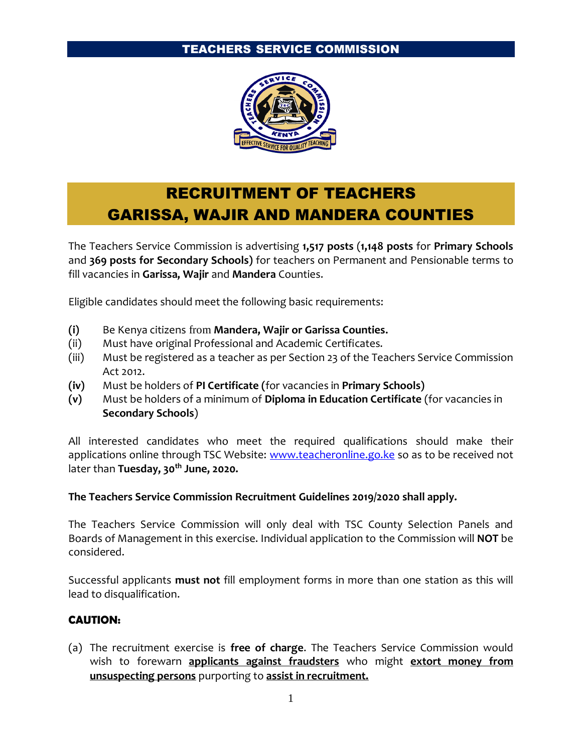# TEACHERS SERVICE COMMISSION

# RECRUITMENT OF TEACHERS
# GARISSA, WAJIR AND MANDERA COUNTIES

The Teachers Service Commission is advertising **1,517 posts** (**1,148 posts** for **Primary Schools** and **369 posts for Secondary Schools**) for teachers on Permanent and Pensionable terms to fill vacancies in **Garissa, Wajir** and **Mandera** Counties.

Eligible candidates should meet the following basic requirements:

- **(i)** Be Kenya citizens from **Mandera, Wajir or Garissa Counties.**
- (ii) Must have original Professional and Academic Certificates.
- (iii) Must be registered as a teacher as per Section 23 of the Teachers Service Commission Act 2012.
- **(iv)** Must be holders of **PI Certificate (**for vacancies in **Primary Schools)**
- **(v)** Must be holders of a minimum of **Diploma in Education Certificate** (for vacancies in **Secondary Schools**)

All interested candidates who meet the required qualifications should make their applications online through TSC Website: www.teacheronline.go.ke so as to be received not later than **Tuesday, 30th June, 2020.**

**The Teachers Service Commission Recruitment Guidelines 2019/2020 shall apply.**

The Teachers Service Commission will only deal with TSC County Selection Panels and Boards of Management in this exercise. Individual application to the Commission will **NOT** be considered.

Successful applicants **must not** fill employment forms in more than one station as this will lead to disqualification.

### CAUTION:

(a) The recruitment exercise is **free of charge**. The Teachers Service Commission would wish to forewarn **applicants against fraudsters** who might **extort money from unsuspecting persons** purporting to **assist in recruitment.**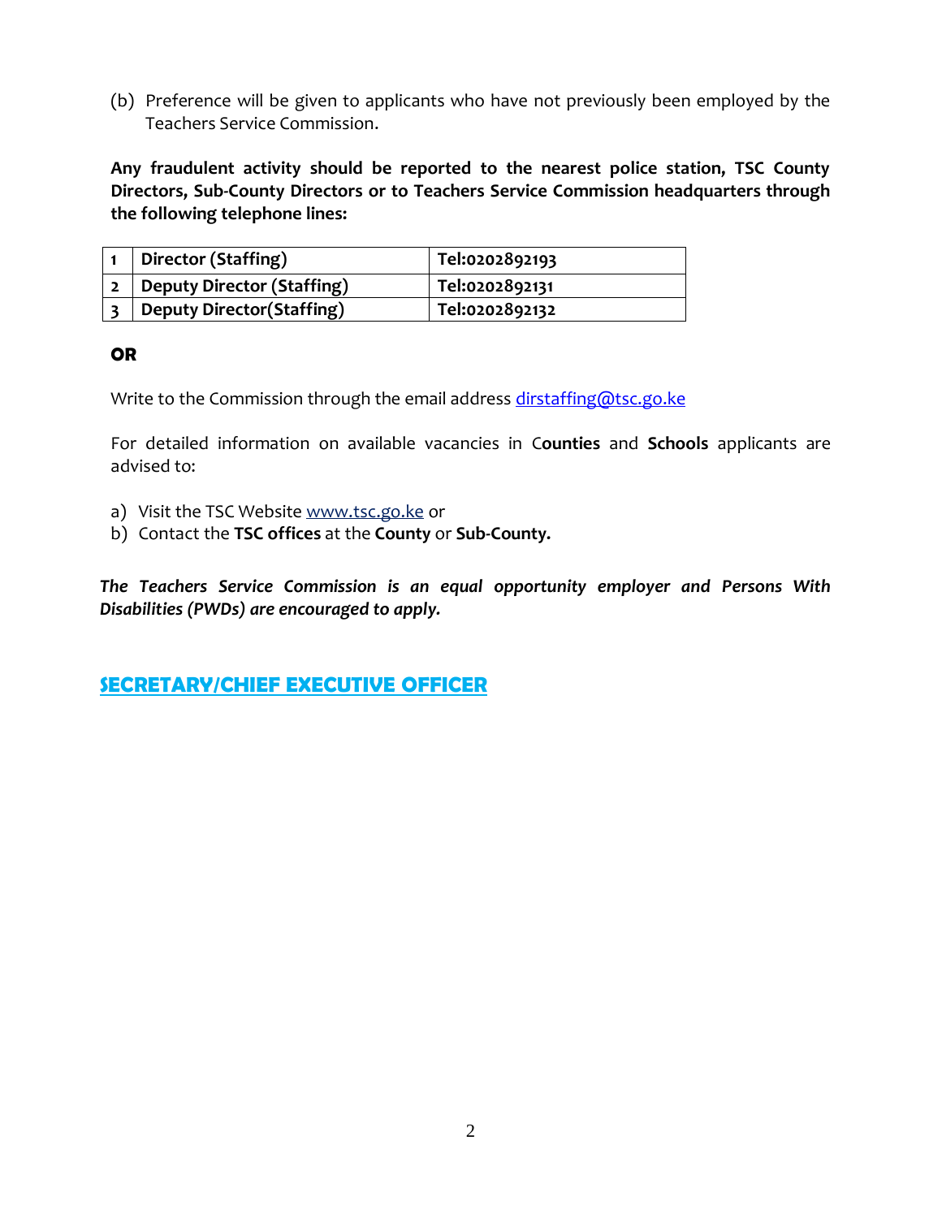(b) Preference will be given to applicants who have not previously been employed by the Teachers Service Commission.

**Any fraudulent activity should be reported to the nearest police station, TSC County Directors, Sub-County Directors or to Teachers Service Commission headquarters through the following telephone lines:**

| | | |
|---|---|---|
| **1** | **Director (Staffing)** | **Tel:0202892193** |
| **2** | **Deputy Director (Staffing)** | **Tel:0202892131** |
| **3** | **Deputy Director(Staffing)** | **Tel:0202892132** |

**OR**

Write to the Commission through the email address dirstaffing@tsc.go.ke

For detailed information on available vacancies in C**ounties** and **Schools** applicants are advised to:

a) Visit the TSC Website www.tsc.go.ke or
b) Contact the **TSC offices** at the **County** or **Sub-County.**

***The Teachers Service Commission is an equal opportunity employer and Persons With Disabilities (PWDs) are encouraged to apply.***

**SECRETARY/CHIEF EXECUTIVE OFFICER**